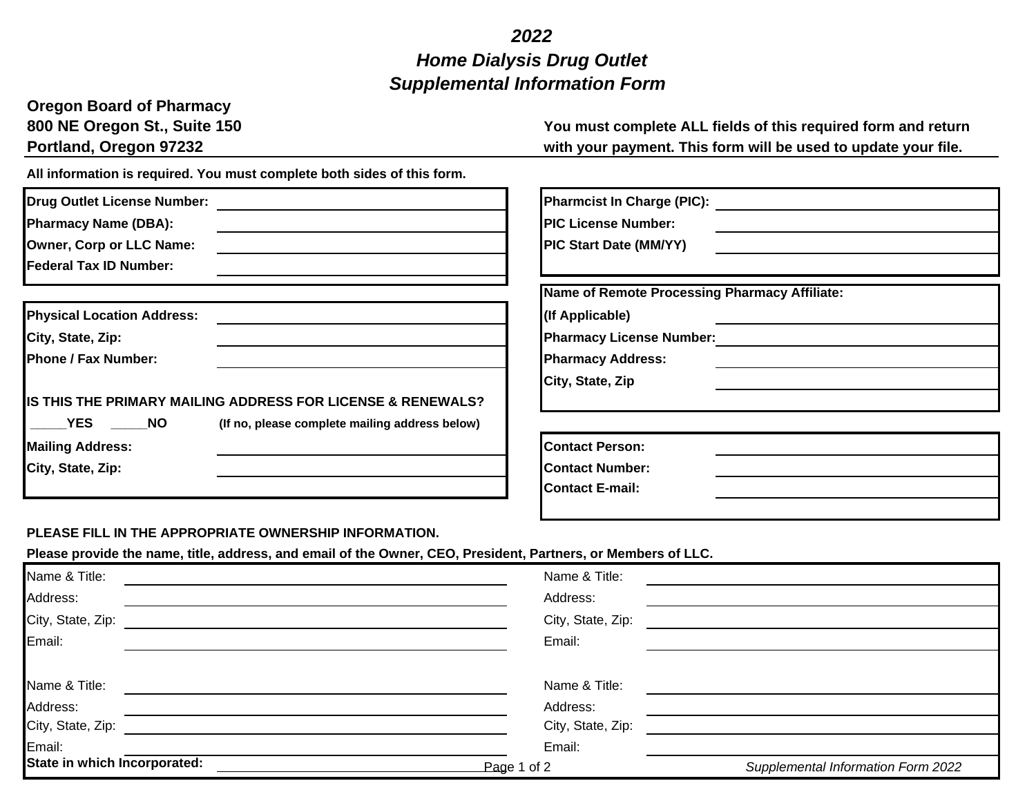# 2022
# Home Dialysis Drug Outlet
# Supplemental Information Form

**Oregon Board of Pharmacy**
**800 NE Oregon St., Suite 150**
**Portland, Oregon 97232**

**You must complete ALL fields of this required form and return with your payment. This form will be used to update your file.**

**All information is required. You must complete both sides of this form.**

**Drug Outlet License Number:** ____________________
**Pharmacy Name (DBA):** ____________________
**Owner, Corp or LLC Name:** ____________________
**Federal Tax ID Number:** ____________________

**Pharmcist In Charge (PIC):** ____________________
**PIC License Number:** ____________________
**PIC Start Date (MM/YY)** ____________________

**Physical Location Address:** ____________________
**City, State, Zip:** ____________________
**Phone / Fax Number:** ____________________

**IS THIS THE PRIMARY MAILING ADDRESS FOR LICENSE & RENEWALS?**
**_____YES _____NO** (If no, please complete mailing address below)

**Mailing Address:** ____________________
**City, State, Zip:** ____________________

**Name of Remote Processing Pharmacy Affiliate:**
**(If Applicable)** ____________________
**Pharmacy License Number:** ____________________
**Pharmacy Address:** ____________________
**City, State, Zip** ____________________

**Contact Person:** ____________________
**Contact Number:** ____________________
**Contact E-mail:** ____________________

**PLEASE FILL IN THE APPROPRIATE OWNERSHIP INFORMATION.**

**Please provide the name, title, address, and email of the Owner, CEO, President, Partners, or Members of LLC.**

Name & Title: ____________________
Address: ____________________
City, State, Zip: ____________________
Email: ____________________

Name & Title: ____________________
Address: ____________________
City, State, Zip: ____________________
Email: ____________________

Name & Title: ____________________
Address: ____________________
City, State, Zip: ____________________
Email: ____________________

Name & Title: ____________________
Address: ____________________
City, State, Zip: ____________________
Email: ____________________

**State in which Incorporated:** ____________________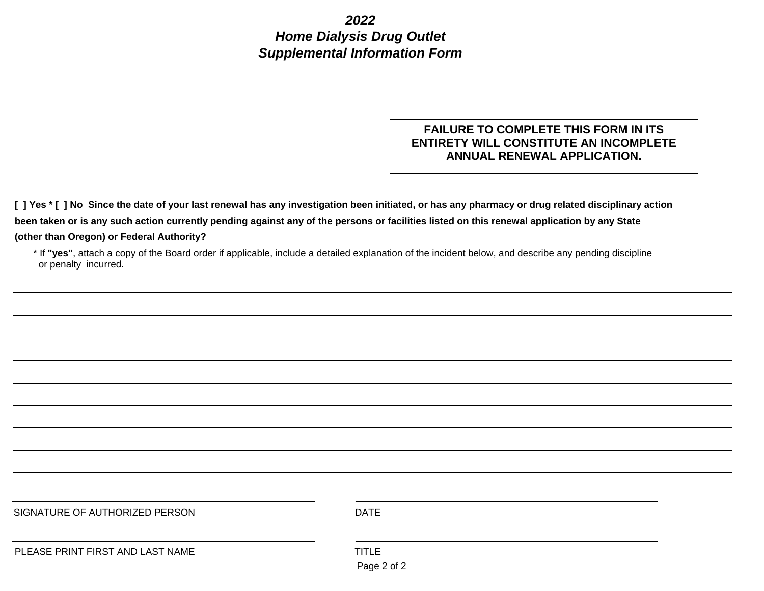# *2022*
# *Home Dialysis Drug Outlet*
# *Supplemental Information Form*

**FAILURE TO COMPLETE THIS FORM IN ITS ENTIRETY WILL CONSTITUTE AN INCOMPLETE ANNUAL RENEWAL APPLICATION.**

**[ ] Yes * [ ] No Since the date of your last renewal has any investigation been initiated, or has any pharmacy or drug related disciplinary action been taken or is any such action currently pending against any of the persons or facilities listed on this renewal application by any State (other than Oregon) or Federal Authority?**

* If **"yes"**, attach a copy of the Board order if applicable, include a detailed explanation of the incident below, and describe any pending discipline or penalty incurred.

_______________________________________________

_______________________________________________

_______________________________________________

_______________________________________________

_______________________________________________

_______________________________________________

_______________________________________________

_______________________________________________

SIGNATURE OF AUTHORIZED PERSON _______________________ DATE _______________________

PLEASE PRINT FIRST AND LAST NAME _______________________ TITLE _______________________